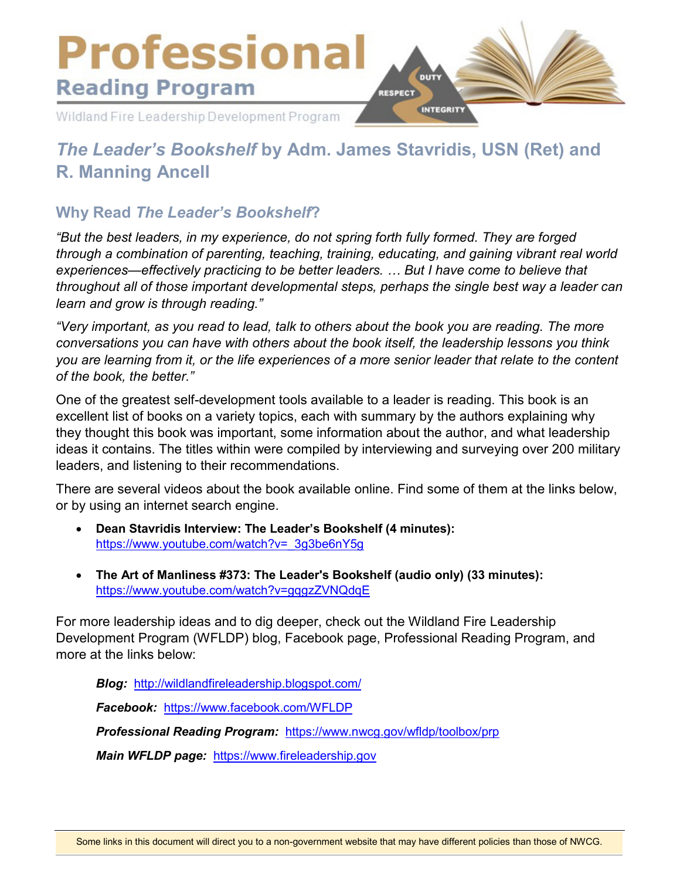# Professional

## Reading Program

Wildland Fire Leadership Development Program

DUTY RESPECT INTEGRITY

## *The Leader's Bookshelf* by Adm. James Stavridis, USN (Ret) and R. Manning Ancell

### Why Read *The Leader's Bookshelf*?

*"But the best leaders, in my experience, do not spring forth fully formed. They are forged through a combination of parenting, teaching, training, educating, and gaining vibrant real world experiences—effectively practicing to be better leaders. … But I have come to believe that throughout all of those important developmental steps, perhaps the single best way a leader can learn and grow is through reading."*

*"Very important, as you read to lead, talk to others about the book you are reading. The more conversations you can have with others about the book itself, the leadership lessons you think you are learning from it, or the life experiences of a more senior leader that relate to the content of the book, the better."*

One of the greatest self-development tools available to a leader is reading. This book is an excellent list of books on a variety topics, each with summary by the authors explaining why they thought this book was important, some information about the author, and what leadership ideas it contains. The titles within were compiled by interviewing and surveying over 200 military leaders, and listening to their recommendations.

There are several videos about the book available online. Find some of them at the links below, or by using an internet search engine.

- **Dean Stavridis Interview: The Leader's Bookshelf (4 minutes):** https://www.youtube.com/watch?v=_3g3be6nY5g
- **The Art of Manliness #373: The Leader's Bookshelf (audio only) (33 minutes):** https://www.youtube.com/watch?v=gqgzZVNQdqE

For more leadership ideas and to dig deeper, check out the Wildland Fire Leadership Development Program (WFLDP) blog, Facebook page, Professional Reading Program, and more at the links below:

***Blog:*** http://wildlandfireleadership.blogspot.com/

***Facebook:*** https://www.facebook.com/WFLDP

***Professional Reading Program:*** https://www.nwcg.gov/wfldp/toolbox/prp

***Main WFLDP page:*** https://www.fireleadership.gov

Some links in this document will direct you to a non-government website that may have different policies than those of NWCG.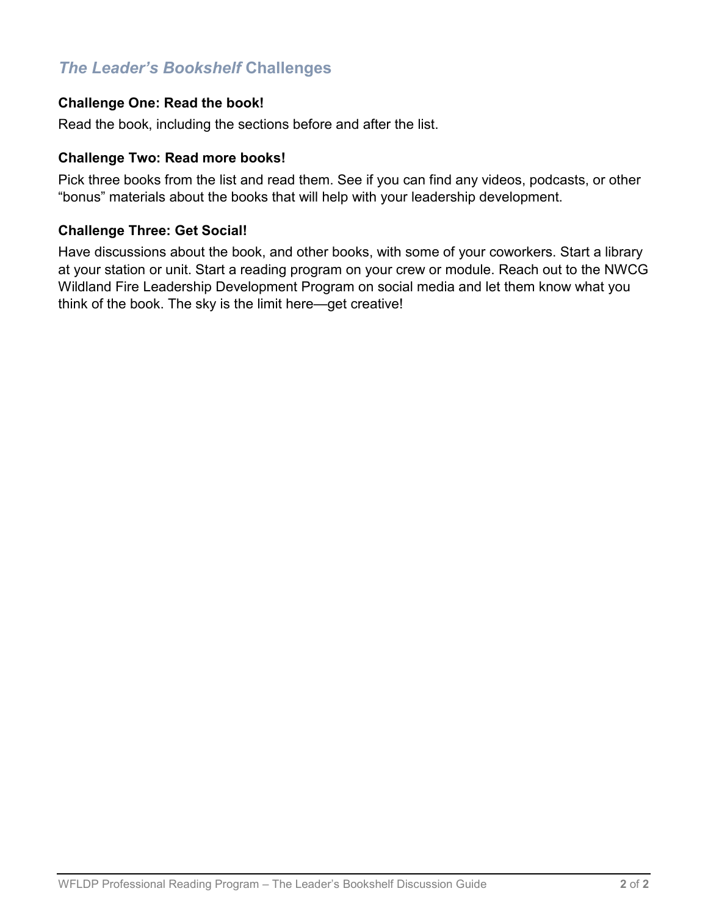## *The Leader's Bookshelf* Challenges

**Challenge One: Read the book!**

Read the book, including the sections before and after the list.

**Challenge Two: Read more books!**

Pick three books from the list and read them. See if you can find any videos, podcasts, or other "bonus" materials about the books that will help with your leadership development.

**Challenge Three: Get Social!**

Have discussions about the book, and other books, with some of your coworkers. Start a library at your station or unit. Start a reading program on your crew or module. Reach out to the NWCG Wildland Fire Leadership Development Program on social media and let them know what you think of the book. The sky is the limit here—get creative!